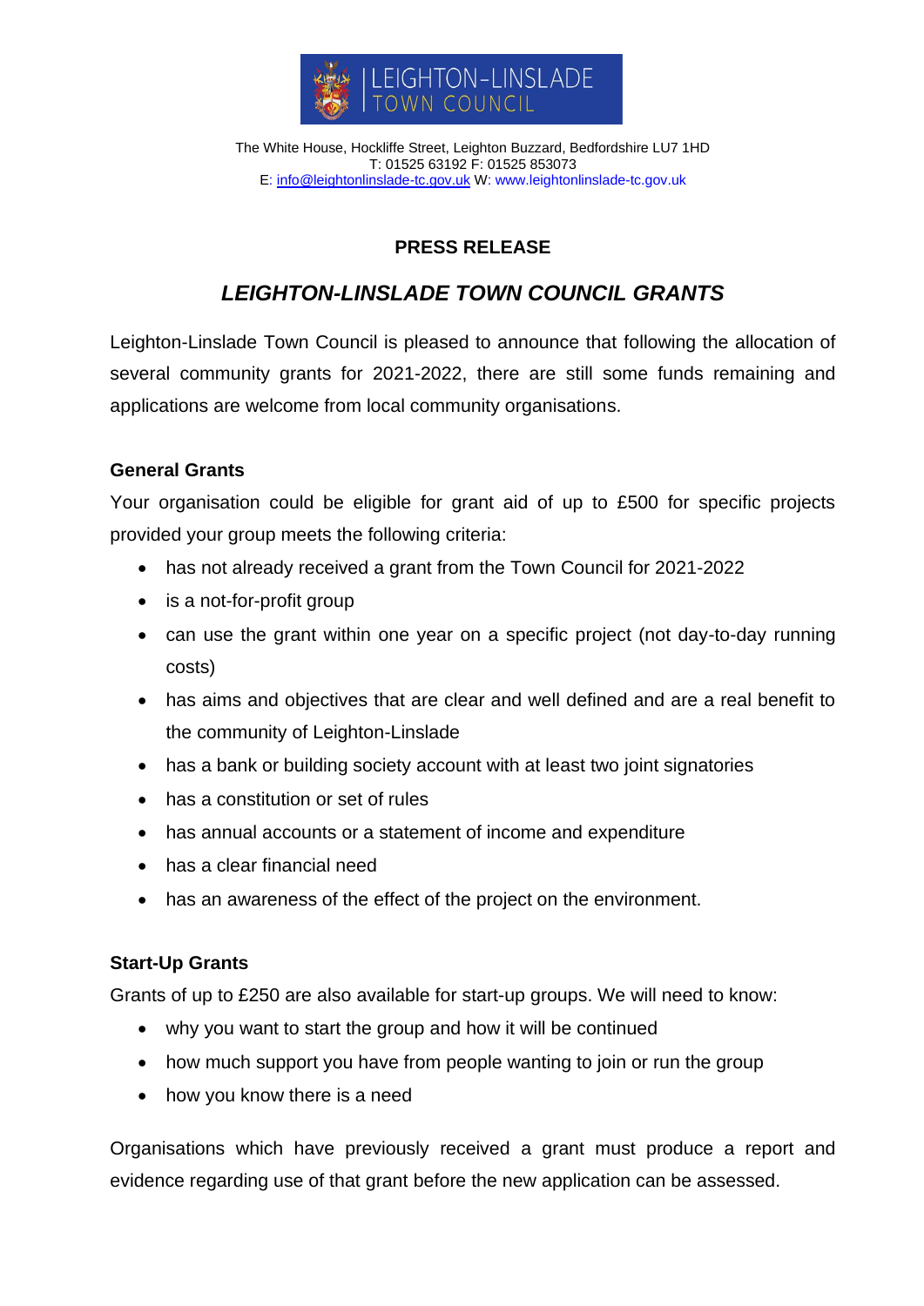LEIGHTON-LINSLADE TOWN COUNCIL

The White House, Hockliffe Street, Leighton Buzzard, Bedfordshire LU7 1HD
T: 01525 63192 F: 01525 853073
E: info@leightonlinslade-tc.gov.uk W: www.leightonlinslade-tc.gov.uk

**PRESS RELEASE**

# *LEIGHTON-LINSLADE TOWN COUNCIL GRANTS*

Leighton-Linslade Town Council is pleased to announce that following the allocation of several community grants for 2021-2022, there are still some funds remaining and applications are welcome from local community organisations.

**General Grants**

Your organisation could be eligible for grant aid of up to £500 for specific projects provided your group meets the following criteria:

- has not already received a grant from the Town Council for 2021-2022
- is a not-for-profit group
- can use the grant within one year on a specific project (not day-to-day running costs)
- has aims and objectives that are clear and well defined and are a real benefit to the community of Leighton-Linslade
- has a bank or building society account with at least two joint signatories
- has a constitution or set of rules
- has annual accounts or a statement of income and expenditure
- has a clear financial need
- has an awareness of the effect of the project on the environment.

**Start-Up Grants**

Grants of up to £250 are also available for start-up groups. We will need to know:

- why you want to start the group and how it will be continued
- how much support you have from people wanting to join or run the group
- how you know there is a need

Organisations which have previously received a grant must produce a report and evidence regarding use of that grant before the new application can be assessed.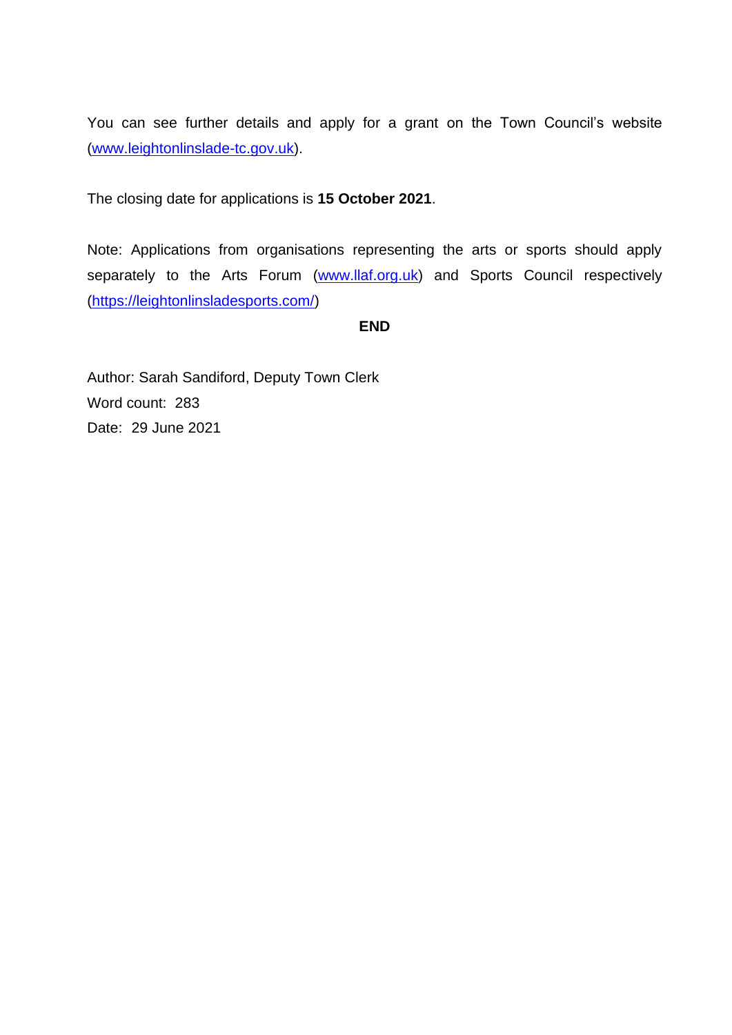You can see further details and apply for a grant on the Town Council's website (www.leightonlinslade-tc.gov.uk).

The closing date for applications is **15 October 2021**.

Note: Applications from organisations representing the arts or sports should apply separately to the Arts Forum (www.llaf.org.uk) and Sports Council respectively (https://leightonlinsladesports.com/)

**END**

Author: Sarah Sandiford, Deputy Town Clerk
Word count: 283
Date: 29 June 2021